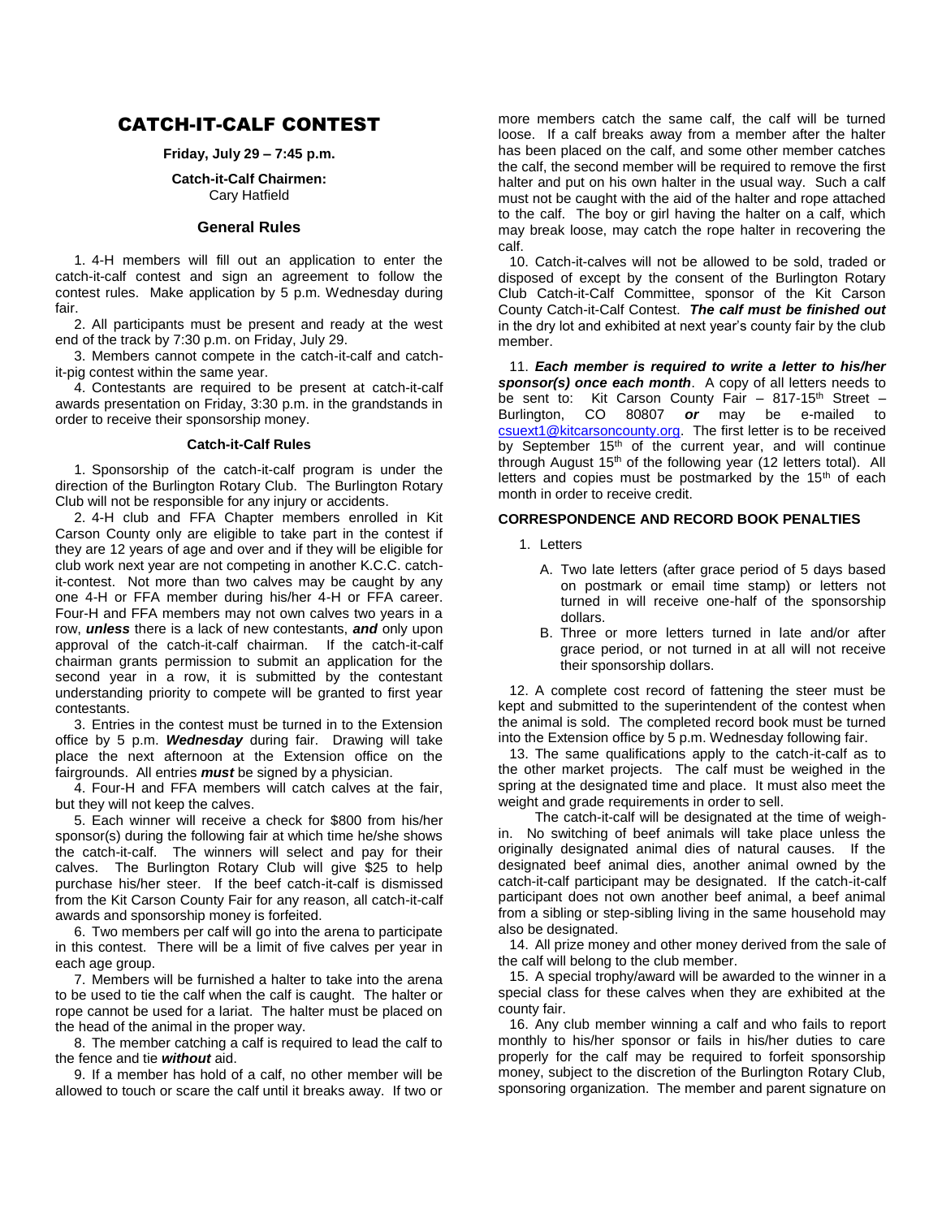# CATCH-IT-CALF CONTEST

**Friday, July 29 – 7:45 p.m.**

**Catch-it-Calf Chairmen:**
Cary Hatfield

### General Rules

1. 4-H members will fill out an application to enter the catch-it-calf contest and sign an agreement to follow the contest rules. Make application by 5 p.m. Wednesday during fair.
2. All participants must be present and ready at the west end of the track by 7:30 p.m. on Friday, July 29.
3. Members cannot compete in the catch-it-calf and catch-it-pig contest within the same year.
4. Contestants are required to be present at catch-it-calf awards presentation on Friday, 3:30 p.m. in the grandstands in order to receive their sponsorship money.

#### Catch-it-Calf Rules

1. Sponsorship of the catch-it-calf program is under the direction of the Burlington Rotary Club. The Burlington Rotary Club will not be responsible for any injury or accidents.
2. 4-H club and FFA Chapter members enrolled in Kit Carson County only are eligible to take part in the contest if they are 12 years of age and over and if they will be eligible for club work next year are not competing in another K.C.C. catch-it-contest. Not more than two calves may be caught by any one 4-H or FFA member during his/her 4-H or FFA career. Four-H and FFA members may not own calves two years in a row, ***unless*** there is a lack of new contestants, ***and*** only upon approval of the catch-it-calf chairman. If the catch-it-calf chairman grants permission to submit an application for the second year in a row, it is submitted by the contestant understanding priority to compete will be granted to first year contestants.
3. Entries in the contest must be turned in to the Extension office by 5 p.m. ***Wednesday*** during fair. Drawing will take place the next afternoon at the Extension office on the fairgrounds. All entries ***must*** be signed by a physician.
4. Four-H and FFA members will catch calves at the fair, but they will not keep the calves.
5. Each winner will receive a check for $800 from his/her sponsor(s) during the following fair at which time he/she shows the catch-it-calf. The winners will select and pay for their calves. The Burlington Rotary Club will give $25 to help purchase his/her steer. If the beef catch-it-calf is dismissed from the Kit Carson County Fair for any reason, all catch-it-calf awards and sponsorship money is forfeited.
6. Two members per calf will go into the arena to participate in this contest. There will be a limit of five calves per year in each age group.
7. Members will be furnished a halter to take into the arena to be used to tie the calf when the calf is caught. The halter or rope cannot be used for a lariat. The halter must be placed on the head of the animal in the proper way.
8. The member catching a calf is required to lead the calf to the fence and tie ***without*** aid.
9. If a member has hold of a calf, no other member will be allowed to touch or scare the calf until it breaks away. If two or more members catch the same calf, the calf will be turned loose. If a calf breaks away from a member after the halter has been placed on the calf, and some other member catches the calf, the second member will be required to remove the first halter and put on his own halter in the usual way. Such a calf must not be caught with the aid of the halter and rope attached to the calf. The boy or girl having the halter on a calf, which may break loose, may catch the rope halter in recovering the calf.
10. Catch-it-calves will not be allowed to be sold, traded or disposed of except by the consent of the Burlington Rotary Club Catch-it-Calf Committee, sponsor of the Kit Carson County Catch-it-Calf Contest. ***The calf must be finished out*** in the dry lot and exhibited at next year's county fair by the club member.
11. ***Each member is required to write a letter to his/her sponsor(s) once each month***. A copy of all letters needs to be sent to: Kit Carson County Fair – 817-15th Street – Burlington, CO 80807 ***or*** may be e-mailed to csuext1@kitcarsoncounty.org. The first letter is to be received by September 15th of the current year, and will continue through August 15th of the following year (12 letters total). All letters and copies must be postmarked by the 15th of each month in order to receive credit.

#### CORRESPONDENCE AND RECORD BOOK PENALTIES

1. Letters
   - A. Two late letters (after grace period of 5 days based on postmark or email time stamp) or letters not turned in will receive one-half of the sponsorship dollars.
   - B. Three or more letters turned in late and/or after grace period, or not turned in at all will not receive their sponsorship dollars.

12. A complete cost record of fattening the steer must be kept and submitted to the superintendent of the contest when the animal is sold. The completed record book must be turned into the Extension office by 5 p.m. Wednesday following fair.
13. The same qualifications apply to the catch-it-calf as to the other market projects. The calf must be weighed in the spring at the designated time and place. It must also meet the weight and grade requirements in order to sell.

    The catch-it-calf will be designated at the time of weigh-in. No switching of beef animals will take place unless the originally designated animal dies of natural causes. If the designated beef animal dies, another animal owned by the catch-it-calf participant may be designated. If the catch-it-calf participant does not own another beef animal, a beef animal from a sibling or step-sibling living in the same household may also be designated.
14. All prize money and other money derived from the sale of the calf will belong to the club member.
15. A special trophy/award will be awarded to the winner in a special class for these calves when they are exhibited at the county fair.
16. Any club member winning a calf and who fails to report monthly to his/her sponsor or fails in his/her duties to care properly for the calf may be required to forfeit sponsorship money, subject to the discretion of the Burlington Rotary Club, sponsoring organization. The member and parent signature on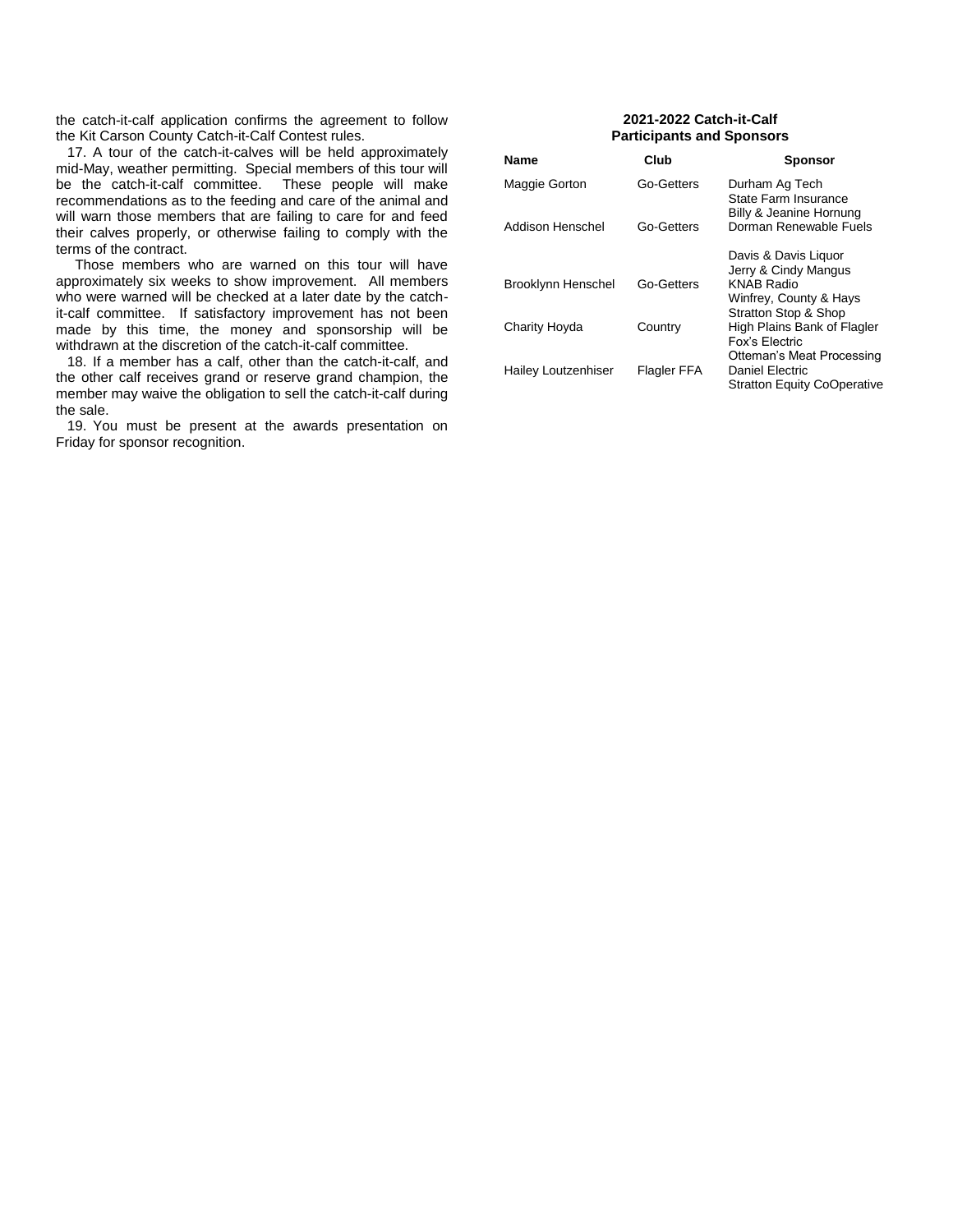the catch-it-calf application confirms the agreement to follow the Kit Carson County Catch-it-Calf Contest rules.

17. A tour of the catch-it-calves will be held approximately mid-May, weather permitting. Special members of this tour will be the catch-it-calf committee. These people will make recommendations as to the feeding and care of the animal and will warn those members that are failing to care for and feed their calves properly, or otherwise failing to comply with the terms of the contract.

Those members who are warned on this tour will have approximately six weeks to show improvement. All members who were warned will be checked at a later date by the catch-it-calf committee. If satisfactory improvement has not been made by this time, the money and sponsorship will be withdrawn at the discretion of the catch-it-calf committee.

18. If a member has a calf, other than the catch-it-calf, and the other calf receives grand or reserve grand champion, the member may waive the obligation to sell the catch-it-calf during the sale.

19. You must be present at the awards presentation on Friday for sponsor recognition.

**2021-2022 Catch-it-Calf**
**Participants and Sponsors**

| Name | Club | Sponsor |
|---|---|---|
| Maggie Gorton | Go-Getters | Durham Ag Tech |
| | | State Farm Insurance |
| | | Billy & Jeanine Hornung |
| Addison Henschel | Go-Getters | Dorman Renewable Fuels |
| | | |
| | | Davis & Davis Liquor |
| | | Jerry & Cindy Mangus |
| Brooklynn Henschel | Go-Getters | KNAB Radio |
| | | Winfrey, County & Hays |
| | | Stratton Stop & Shop |
| Charity Hoyda | Country | High Plains Bank of Flagler |
| | | Fox's Electric |
| | | Otteman's Meat Processing |
| Hailey Loutzenhiser | Flagler FFA | Daniel Electric |
| | | Stratton Equity CoOperative |